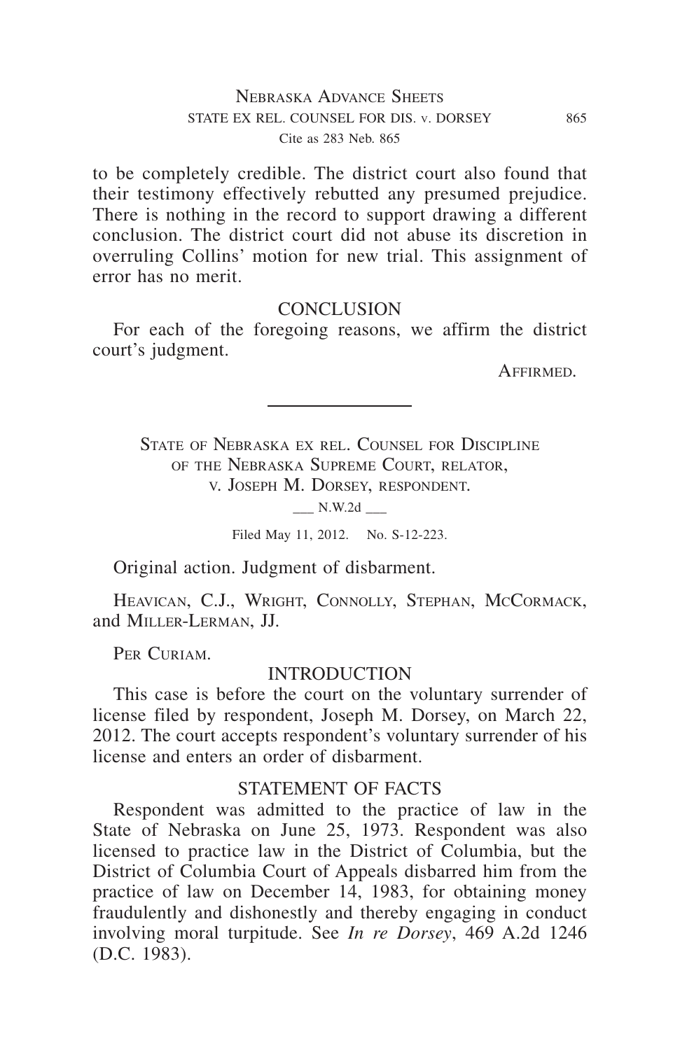to be completely credible. The district court also found that their testimony effectively rebutted any presumed prejudice. There is nothing in the record to support drawing a different conclusion. The district court did not abuse its discretion in overruling Collins' motion for new trial. This assignment of error has no merit.

## CONCLUSION

For each of the foregoing reasons, we affirm the district court's judgment.

Affirmed.

---

State of Nebraska ex rel. Counsel for Discipline of the Nebraska Supreme Court, relator, v. Joseph M. Dorsey, respondent.

\_\_\_ N.W.2d \_\_\_

Filed May 11, 2012. No. S-12-223.

Original action. Judgment of disbarment.

Heavican, C.J., Wright, Connolly, Stephan, McCormack, and Miller-Lerman, JJ.

Per Curiam.

## INTRODUCTION

This case is before the court on the voluntary surrender of license filed by respondent, Joseph M. Dorsey, on March 22, 2012. The court accepts respondent's voluntary surrender of his license and enters an order of disbarment.

## STATEMENT OF FACTS

Respondent was admitted to the practice of law in the State of Nebraska on June 25, 1973. Respondent was also licensed to practice law in the District of Columbia, but the District of Columbia Court of Appeals disbarred him from the practice of law on December 14, 1983, for obtaining money fraudulently and dishonestly and thereby engaging in conduct involving moral turpitude. See *In re Dorsey*, 469 A.2d 1246 (D.C. 1983).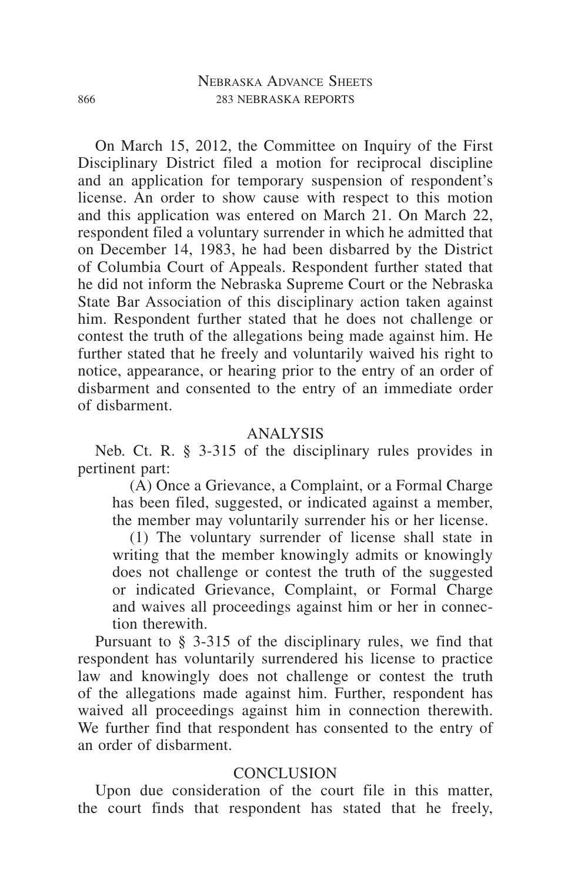On March 15, 2012, the Committee on Inquiry of the First Disciplinary District filed a motion for reciprocal discipline and an application for temporary suspension of respondent's license. An order to show cause with respect to this motion and this application was entered on March 21. On March 22, respondent filed a voluntary surrender in which he admitted that on December 14, 1983, he had been disbarred by the District of Columbia Court of Appeals. Respondent further stated that he did not inform the Nebraska Supreme Court or the Nebraska State Bar Association of this disciplinary action taken against him. Respondent further stated that he does not challenge or contest the truth of the allegations being made against him. He further stated that he freely and voluntarily waived his right to notice, appearance, or hearing prior to the entry of an order of disbarment and consented to the entry of an immediate order of disbarment.

## ANALYSIS

Neb. Ct. R. § 3-315 of the disciplinary rules provides in pertinent part:

> (A) Once a Grievance, a Complaint, or a Formal Charge has been filed, suggested, or indicated against a member, the member may voluntarily surrender his or her license.
>
> (1) The voluntary surrender of license shall state in writing that the member knowingly admits or knowingly does not challenge or contest the truth of the suggested or indicated Grievance, Complaint, or Formal Charge and waives all proceedings against him or her in connection therewith.

Pursuant to § 3-315 of the disciplinary rules, we find that respondent has voluntarily surrendered his license to practice law and knowingly does not challenge or contest the truth of the allegations made against him. Further, respondent has waived all proceedings against him in connection therewith. We further find that respondent has consented to the entry of an order of disbarment.

## CONCLUSION

Upon due consideration of the court file in this matter, the court finds that respondent has stated that he freely,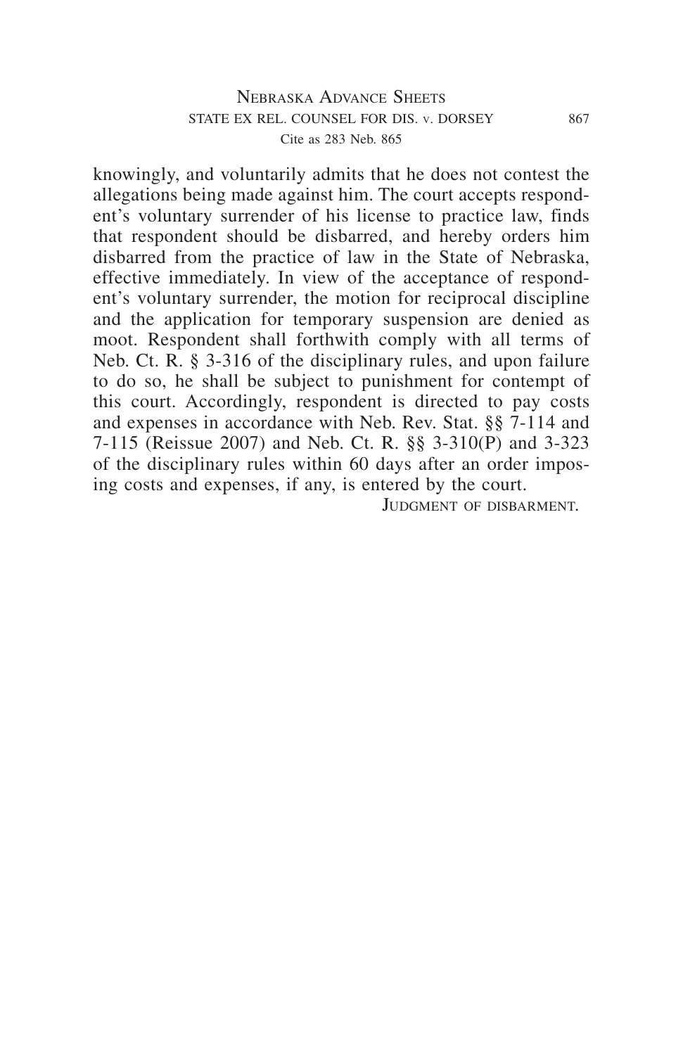knowingly, and voluntarily admits that he does not contest the allegations being made against him. The court accepts respondent's voluntary surrender of his license to practice law, finds that respondent should be disbarred, and hereby orders him disbarred from the practice of law in the State of Nebraska, effective immediately. In view of the acceptance of respondent's voluntary surrender, the motion for reciprocal discipline and the application for temporary suspension are denied as moot. Respondent shall forthwith comply with all terms of Neb. Ct. R. § 3-316 of the disciplinary rules, and upon failure to do so, he shall be subject to punishment for contempt of this court. Accordingly, respondent is directed to pay costs and expenses in accordance with Neb. Rev. Stat. §§ 7-114 and 7-115 (Reissue 2007) and Neb. Ct. R. §§ 3-310(P) and 3-323 of the disciplinary rules within 60 days after an order imposing costs and expenses, if any, is entered by the court.

Judgment of disbarment.